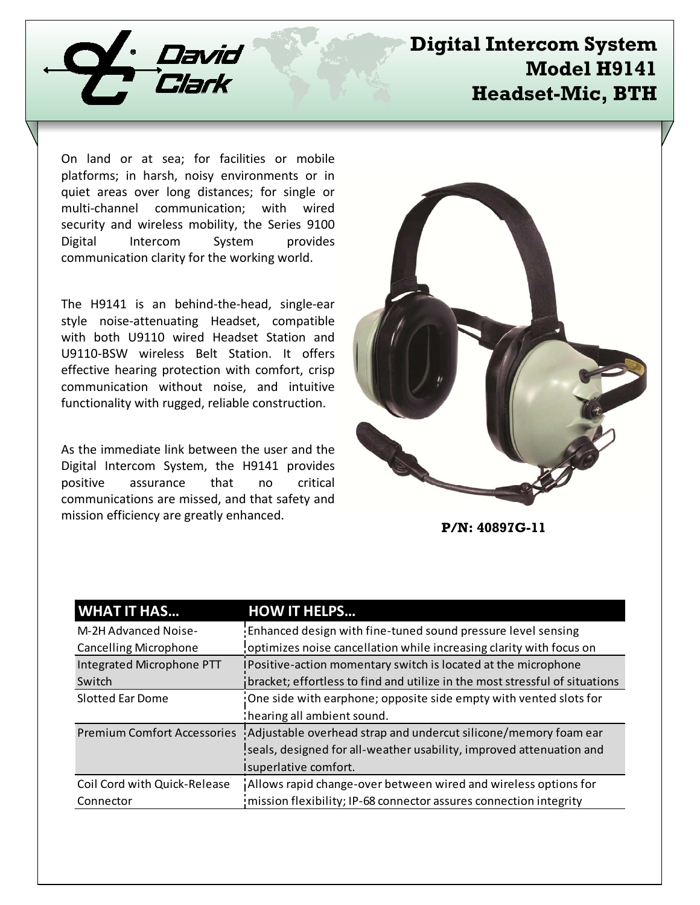# Digital Intercom System Model H9141 Headset-Mic, BTH

David Clark

On land or at sea; for facilities or mobile platforms; in harsh, noisy environments or in quiet areas over long distances; for single or multi-channel communication; with wired security and wireless mobility, the Series 9100 Digital Intercom System provides communication clarity for the working world.

The H9141 is an behind-the-head, single-ear style noise-attenuating Headset, compatible with both U9110 wired Headset Station and U9110-BSW wireless Belt Station. It offers effective hearing protection with comfort, crisp communication without noise, and intuitive functionality with rugged, reliable construction.

As the immediate link between the user and the Digital Intercom System, the H9141 provides positive assurance that no critical communications are missed, and that safety and mission efficiency are greatly enhanced.

**P/N: 40897G-11**

| WHAT IT HAS... | HOW IT HELPS... |
|---|---|
| M-2H Advanced Noise-Cancelling Microphone | Enhanced design with fine-tuned sound pressure level sensing optimizes noise cancellation while increasing clarity with focus on |
| Integrated Microphone PTT Switch | Positive-action momentary switch is located at the microphone bracket; effortless to find and utilize in the most stressful of situations |
| Slotted Ear Dome | One side with earphone; opposite side empty with vented slots for hearing all ambient sound. |
| Premium Comfort Accessories | Adjustable overhead strap and undercut silicone/memory foam ear seals, designed for all-weather usability, improved attenuation and superlative comfort. |
| Coil Cord with Quick-Release Connector | Allows rapid change-over between wired and wireless options for mission flexibility; IP-68 connector assures connection integrity |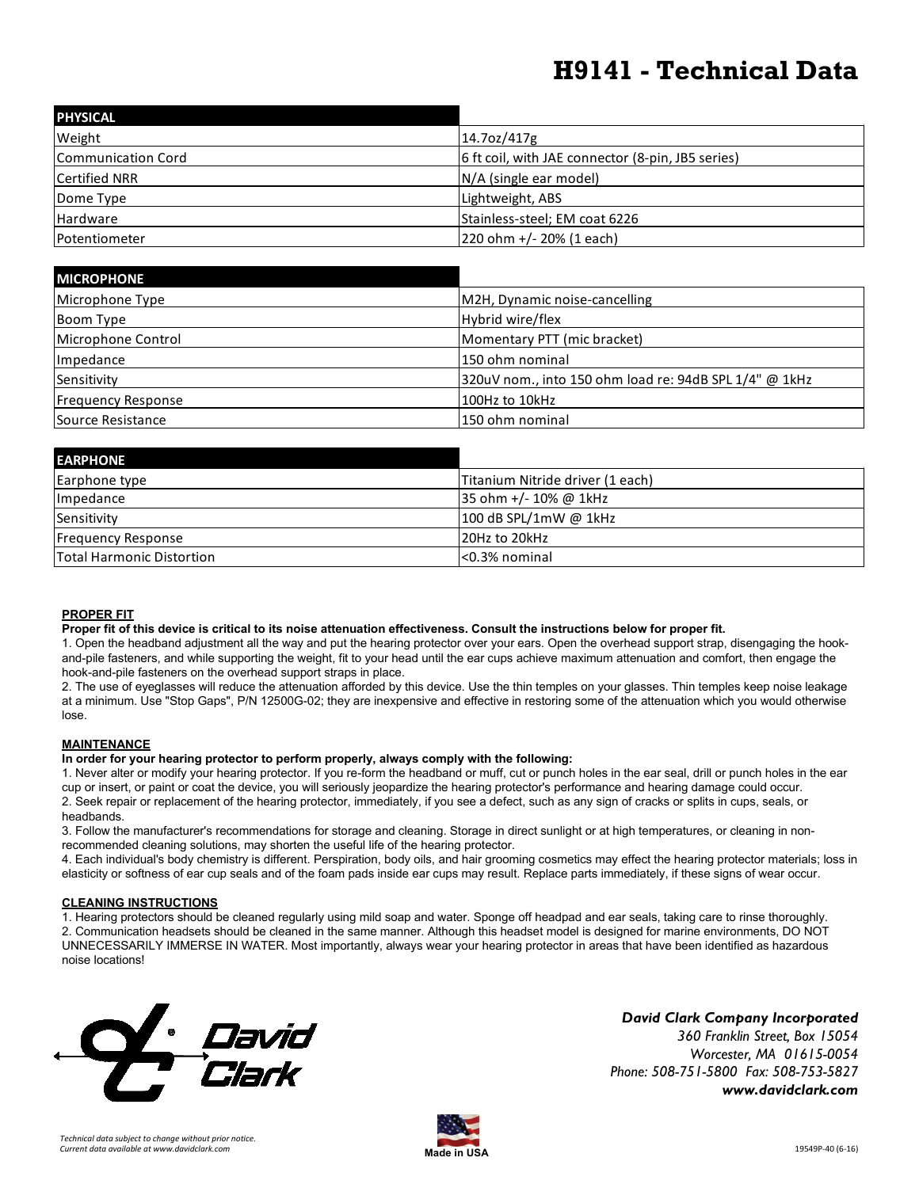# H9141 - Technical Data

| PHYSICAL | |
|---|---|
| Weight | 14.7oz/417g |
| Communication Cord | 6 ft coil, with JAE connector (8-pin, JB5 series) |
| Certified NRR | N/A (single ear model) |
| Dome Type | Lightweight, ABS |
| Hardware | Stainless-steel; EM coat 6226 |
| Potentiometer | 220 ohm +/- 20% (1 each) |

| MICROPHONE | |
|---|---|
| Microphone Type | M2H, Dynamic noise-cancelling |
| Boom Type | Hybrid wire/flex |
| Microphone Control | Momentary PTT (mic bracket) |
| Impedance | 150 ohm nominal |
| Sensitivity | 320uV nom., into 150 ohm load re: 94dB SPL 1/4" @ 1kHz |
| Frequency Response | 100Hz to 10kHz |
| Source Resistance | 150 ohm nominal |

| EARPHONE | |
|---|---|
| Earphone type | Titanium Nitride driver (1 each) |
| Impedance | 35 ohm +/- 10% @ 1kHz |
| Sensitivity | 100 dB SPL/1mW @ 1kHz |
| Frequency Response | 20Hz to 20kHz |
| Total Harmonic Distortion | <0.3% nominal |

## PROPER FIT

**Proper fit of this device is critical to its noise attenuation effectiveness. Consult the instructions below for proper fit.**

1. Open the headband adjustment all the way and put the hearing protector over your ears. Open the overhead support strap, disengaging the hook-and-pile fasteners, and while supporting the weight, fit to your head until the ear cups achieve maximum attenuation and comfort, then engage the hook-and-pile fasteners on the overhead support straps in place.
2. The use of eyeglasses will reduce the attenuation afforded by this device. Use the thin temples on your glasses. Thin temples keep noise leakage at a minimum. Use "Stop Gaps", P/N 12500G-02; they are inexpensive and effective in restoring some of the attenuation which you would otherwise lose.

## MAINTENANCE

**In order for your hearing protector to perform properly, always comply with the following:**

1. Never alter or modify your hearing protector. If you re-form the headband or muff, cut or punch holes in the ear seal, drill or punch holes in the ear cup or insert, or paint or coat the device, you will seriously jeopardize the hearing protector's performance and hearing damage could occur.
2. Seek repair or replacement of the hearing protector, immediately, if you see a defect, such as any sign of cracks or splits in cups, seals, or headbands.
3. Follow the manufacturer's recommendations for storage and cleaning. Storage in direct sunlight or at high temperatures, or cleaning in non-recommended cleaning solutions, may shorten the useful life of the hearing protector.
4. Each individual's body chemistry is different. Perspiration, body oils, and hair grooming cosmetics may effect the hearing protector materials; loss in elasticity or softness of ear cup seals and of the foam pads inside ear cups may result. Replace parts immediately, if these signs of wear occur.

## CLEANING INSTRUCTIONS

1. Hearing protectors should be cleaned regularly using mild soap and water. Sponge off headpad and ear seals, taking care to rinse thoroughly.
2. Communication headsets should be cleaned in the same manner. Although this headset model is designed for marine environments, DO NOT UNNECESSARILY IMMERSE IN WATER. Most importantly, always wear your hearing protector in areas that have been identified as hazardous noise locations!

David Clark

***David Clark Company Incorporated***
*360 Franklin Street, Box 15054*
*Worcester, MA 01615-0054*
*Phone: 508-751-5800 Fax: 508-753-5827*
***www.davidclark.com***

*Technical data subject to change without prior notice.*
*Current data available at www.davidclark.com*

Made in USA

19549P-40 (6-16)